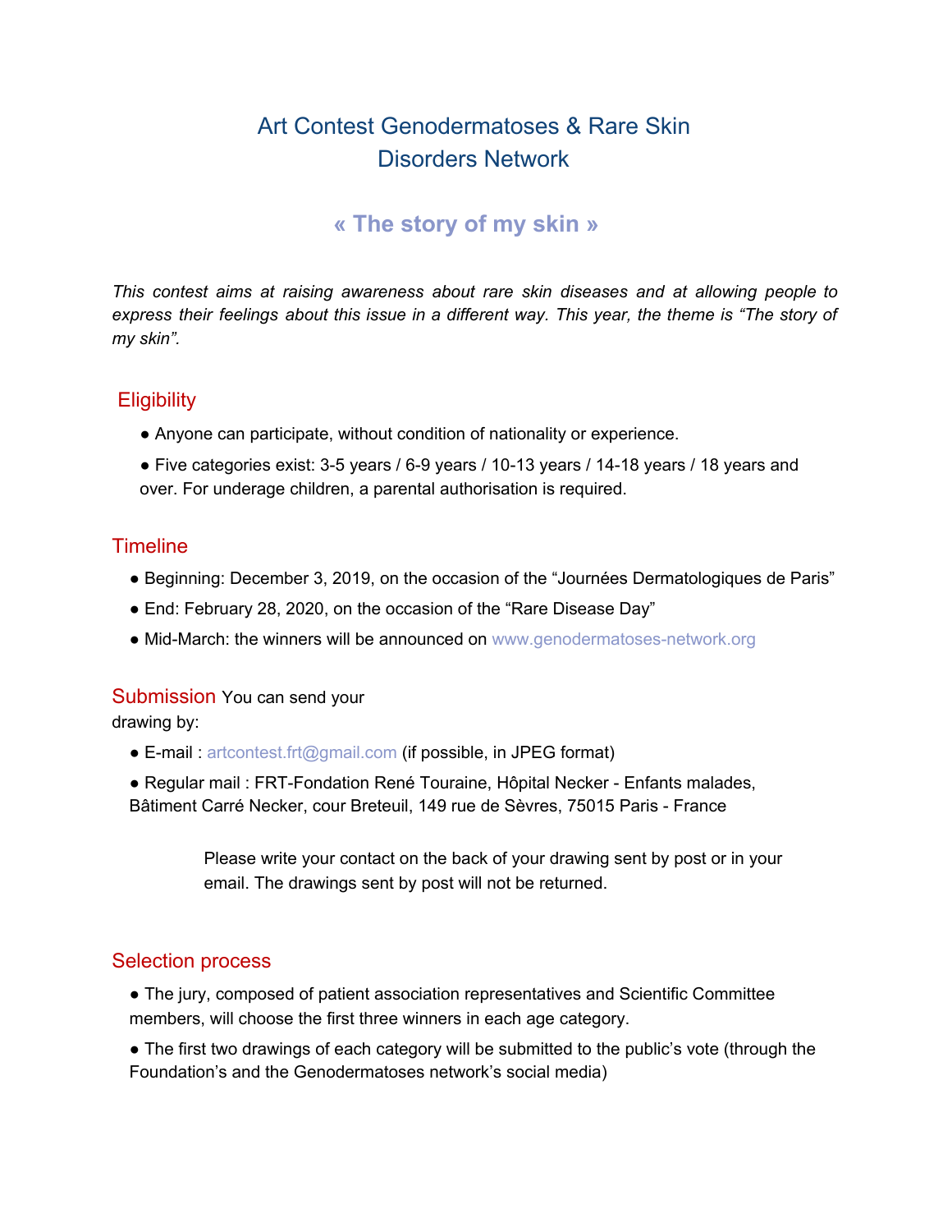# Art Contest Genodermatoses & Rare Skin Disorders Network

## « The story of my skin »

*This contest aims at raising awareness about rare skin diseases and at allowing people to express their feelings about this issue in a different way. This year, the theme is "The story of my skin".*

### Eligibility

- Anyone can participate, without condition of nationality or experience.
- Five categories exist: 3-5 years / 6-9 years / 10-13 years / 14-18 years / 18 years and over. For underage children, a parental authorisation is required.

### Timeline

- Beginning: December 3, 2019, on the occasion of the "Journées Dermatologiques de Paris"
- End: February 28, 2020, on the occasion of the "Rare Disease Day"
- Mid-March: the winners will be announced on www.genodermatoses-network.org

### Submission

You can send your drawing by:

- E-mail : artcontest.frt@gmail.com (if possible, in JPEG format)
- Regular mail : FRT-Fondation René Touraine, Hôpital Necker - Enfants malades, Bâtiment Carré Necker, cour Breteuil, 149 rue de Sèvres, 75015 Paris - France

Please write your contact on the back of your drawing sent by post or in your email. The drawings sent by post will not be returned.

### Selection process

- The jury, composed of patient association representatives and Scientific Committee members, will choose the first three winners in each age category.
- The first two drawings of each category will be submitted to the public's vote (through the Foundation's and the Genodermatoses network's social media)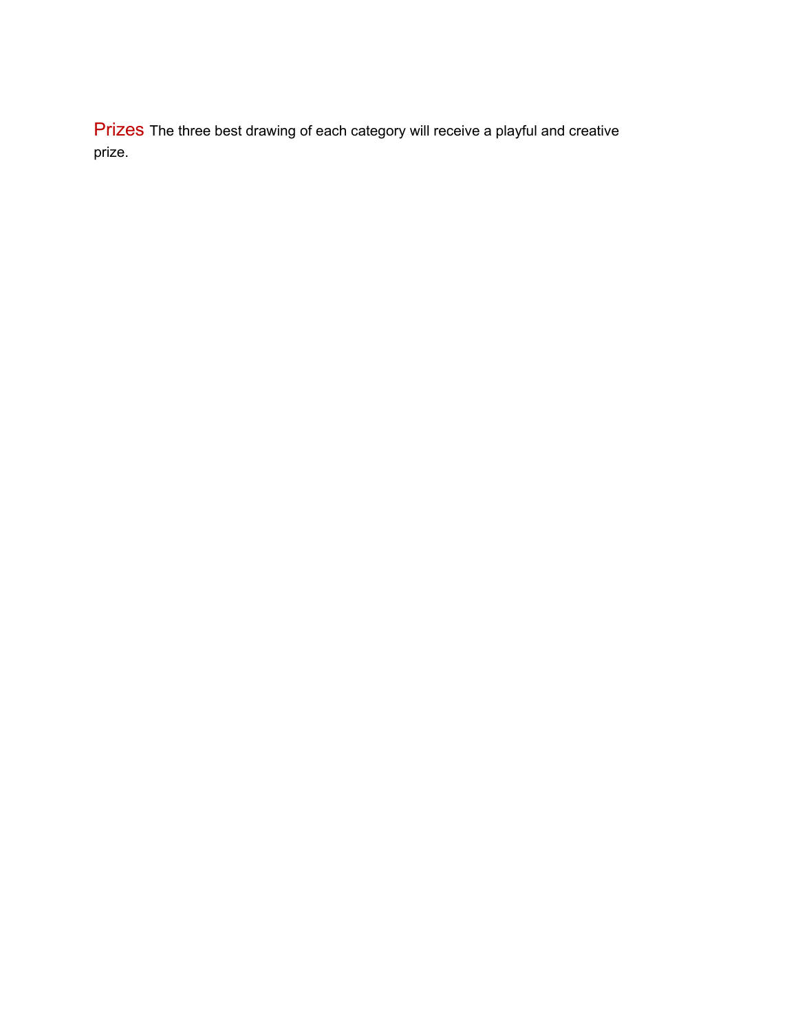**Prizes** The three best drawing of each category will receive a playful and creative prize.